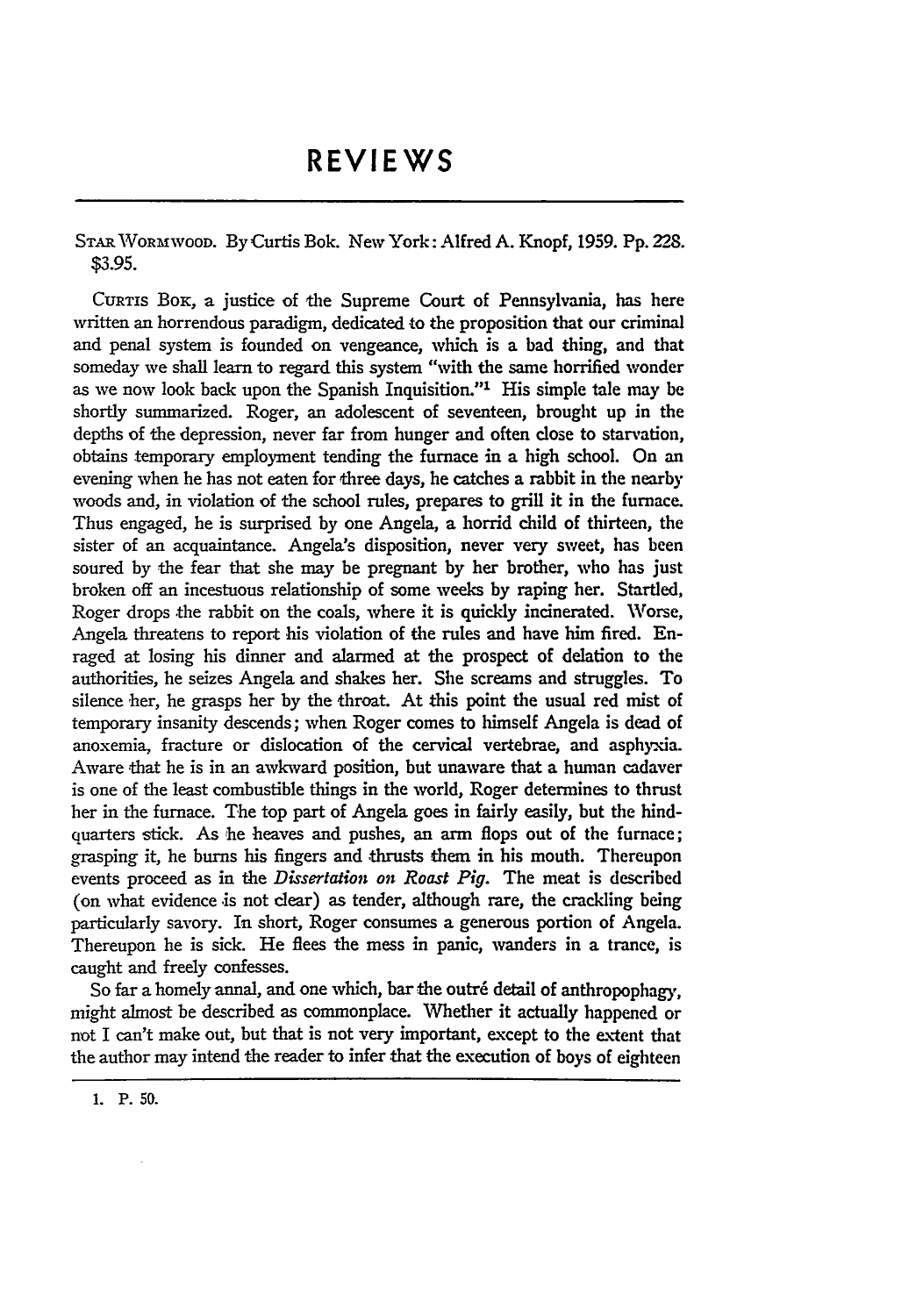# REVIEWS

STAR WORMWOOD. By Curtis Bok. New York: Alfred A. Knopf, 1959. Pp. 228. $3.95.

CURTIS BOK, a justice of the Supreme Court of Pennsylvania, has here written an horrendous paradigm, dedicated to the proposition that our criminal and penal system is founded on vengeance, which is a bad thing, and that someday we shall learn to regard this system "with the same horrified wonder as we now look back upon the Spanish Inquisition."[1] His simple tale may be shortly summarized. Roger, an adolescent of seventeen, brought up in the depths of the depression, never far from hunger and often close to starvation, obtains temporary employment tending the furnace in a high school. On an evening when he has not eaten for three days, he catches a rabbit in the nearby woods and, in violation of the school rules, prepares to grill it in the furnace. Thus engaged, he is surprised by one Angela, a horrid child of thirteen, the sister of an acquaintance. Angela's disposition, never very sweet, has been soured by the fear that she may be pregnant by her brother, who has just broken off an incestuous relationship of some weeks by raping her. Startled, Roger drops the rabbit on the coals, where it is quickly incinerated. Worse, Angela threatens to report his violation of the rules and have him fired. Enraged at losing his dinner and alarmed at the prospect of delation to the authorities, he seizes Angela and shakes her. She screams and struggles. To silence her, he grasps her by the throat. At this point the usual red mist of temporary insanity descends; when Roger comes to himself Angela is dead of anoxemia, fracture or dislocation of the cervical vertebrae, and asphyxia. Aware that he is in an awkward position, but unaware that a human cadaver is one of the least combustible things in the world, Roger determines to thrust her in the furnace. The top part of Angela goes in fairly easily, but the hindquarters stick. As he heaves and pushes, an arm flops out of the furnace; grasping it, he burns his fingers and thrusts them in his mouth. Thereupon events proceed as in the *Dissertation on Roast Pig*. The meat is described (on what evidence is not clear) as tender, although rare, the crackling being particularly savory. In short, Roger consumes a generous portion of Angela. Thereupon he is sick. He flees the mess in panic, wanders in a trance, is caught and freely confesses.

So far a homely annal, and one which, bar the outré detail of anthropophagy, might almost be described as commonplace. Whether it actually happened or not I can't make out, but that is not very important, except to the extent that the author may intend the reader to infer that the execution of boys of eighteen

1. P. 50.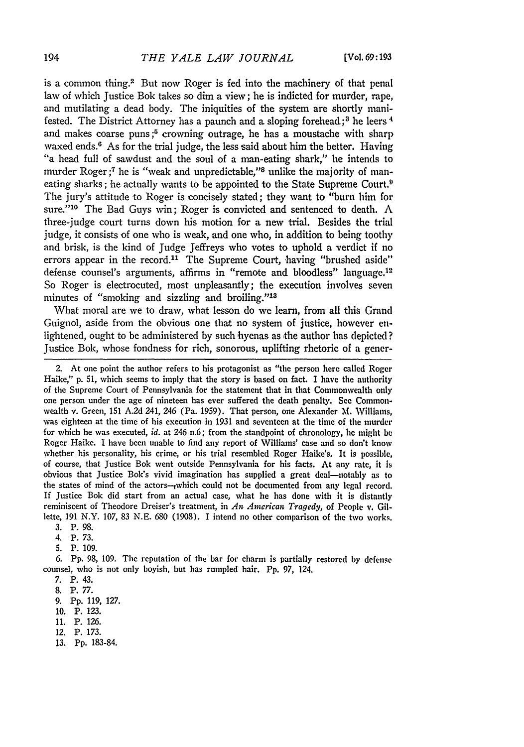is a common thing.[2] But now Roger is fed into the machinery of that penal law of which Justice Bok takes so dim a view; he is indicted for murder, rape, and mutilating a dead body. The iniquities of the system are shortly manifested. The District Attorney has a paunch and a sloping forehead;[3] he leers [4] and makes coarse puns;[5] crowning outrage, he has a moustache with sharp waxed ends.[6] As for the trial judge, the less said about him the better. Having "a head full of sawdust and the soul of a man-eating shark," he intends to murder Roger;[7] he is "weak and unpredictable,"[8] unlike the majority of man-eating sharks; he actually wants to be appointed to the State Supreme Court.[9] The jury's attitude to Roger is concisely stated; they want to "burn him for sure."[10] The Bad Guys win; Roger is convicted and sentenced to death. A three-judge court turns down his motion for a new trial. Besides the trial judge, it consists of one who is weak, and one who, in addition to being toothy and brisk, is the kind of Judge Jeffreys who votes to uphold a verdict if no errors appear in the record.[11] The Supreme Court, having "brushed aside" defense counsel's arguments, affirms in "remote and bloodless" language.[12] So Roger is electrocuted, most unpleasantly; the execution involves seven minutes of "smoking and sizzling and broiling."[13]

What moral are we to draw, what lesson do we learn, from all this Grand Guignol, aside from the obvious one that no system of justice, however enlightened, ought to be administered by such hyenas as the author has depicted? Justice Bok, whose fondness for rich, sonorous, uplifting rhetoric of a gener-

---

2. At one point the author refers to his protagonist as "the person here called Roger Haike," p. 51, which seems to imply that the story is based on fact. I have the authority of the Supreme Court of Pennsylvania for the statement that in that Commonwealth only one person under the age of nineteen has ever suffered the death penalty. See Commonwealth v. Green, 151 A.2d 241, 246 (Pa. 1959). That person, one Alexander M. Williams, was eighteen at the time of his execution in 1931 and seventeen at the time of the murder for which he was executed, *id.* at 246 n.6; from the standpoint of chronology, he might be Roger Haike. I have been unable to find any report of Williams' case and so don't know whether his personality, his crime, or his trial resembled Roger Haike's. It is possible, of course, that Justice Bok went outside Pennsylvania for his facts. At any rate, it is obvious that Justice Bok's vivid imagination has supplied a great deal—notably as to the states of mind of the actors—which could not be documented from any legal record. If Justice Bok did start from an actual case, what he has done with it is distantly reminiscent of Theodore Dreiser's treatment, in *An American Tragedy*, of People v. Gillette, 191 N.Y. 107, 83 N.E. 680 (1908). I intend no other comparison of the two works.

3. P. 98.

4. P. 73.

5. P. 109.

6. Pp. 98, 109. The reputation of the bar for charm is partially restored by defense counsel, who is not only boyish, but has rumpled hair. Pp. 97, 124.

7. P. 43.

8. P. 77.

9. Pp. 119, 127.

10. P. 123.

11. P. 126.

12. P. 173.

13. Pp. 183-84.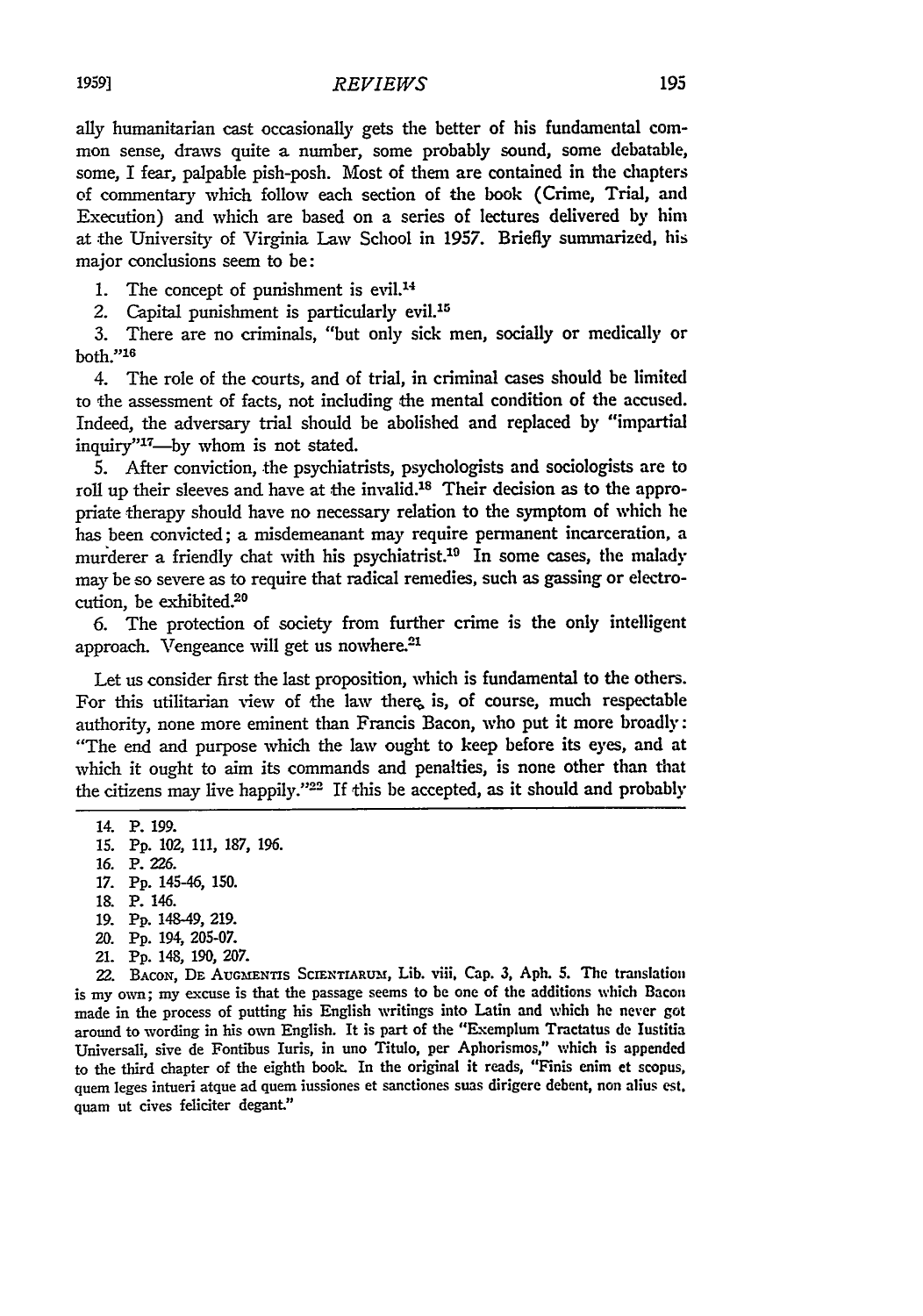ally humanitarian cast occasionally gets the better of his fundamental common sense, draws quite a number, some probably sound, some debatable, some, I fear, palpable pish-posh. Most of them are contained in the chapters of commentary which follow each section of the book (Crime, Trial, and Execution) and which are based on a series of lectures delivered by him at the University of Virginia Law School in 1957. Briefly summarized, his major conclusions seem to be:

1. The concept of punishment is evil.[14]
2. Capital punishment is particularly evil.[15]
3. There are no criminals, "but only sick men, socially or medically or both."[16]
4. The role of the courts, and of trial, in criminal cases should be limited to the assessment of facts, not including the mental condition of the accused. Indeed, the adversary trial should be abolished and replaced by "impartial inquiry"[17]—by whom is not stated.
5. After conviction, the psychiatrists, psychologists and sociologists are to roll up their sleeves and have at the invalid.[18] Their decision as to the appropriate therapy should have no necessary relation to the symptom of which he has been convicted; a misdemeanant may require permanent incarceration, a murderer a friendly chat with his psychiatrist.[19] In some cases, the malady may be so severe as to require that radical remedies, such as gassing or electrocution, be exhibited.[20]
6. The protection of society from further crime is the only intelligent approach. Vengeance will get us nowhere.[21]

Let us consider first the last proposition, which is fundamental to the others. For this utilitarian view of the law there, is, of course, much respectable authority, none more eminent than Francis Bacon, who put it more broadly: "The end and purpose which the law ought to keep before its eyes, and at which it ought to aim its commands and penalties, is none other than that the citizens may live happily."[22] If this be accepted, as it should and probably

14. P. 199.
15. Pp. 102, 111, 187, 196.
16. P. 226.
17. Pp. 145-46, 150.
18. P. 146.
19. Pp. 148-49, 219.
20. Pp. 194, 205-07.
21. Pp. 148, 190, 207.
22. BACON, DE AUGMENTIS SCIENTIARUM, Lib. viii, Cap. 3, Aph. 5. The translation is my own; my excuse is that the passage seems to be one of the additions which Bacon made in the process of putting his English writings into Latin and which he never got around to wording in his own English. It is part of the "Exemplum Tractatus de Iustitia Universali, sive de Fontibus Iuris, in uno Titulo, per Aphorismos," which is appended to the third chapter of the eighth book. In the original it reads, "Finis enim et scopus, quem leges intueri atque ad quem iussiones et sanctiones suas dirigere debent, non alius est, quam ut cives feliciter degant."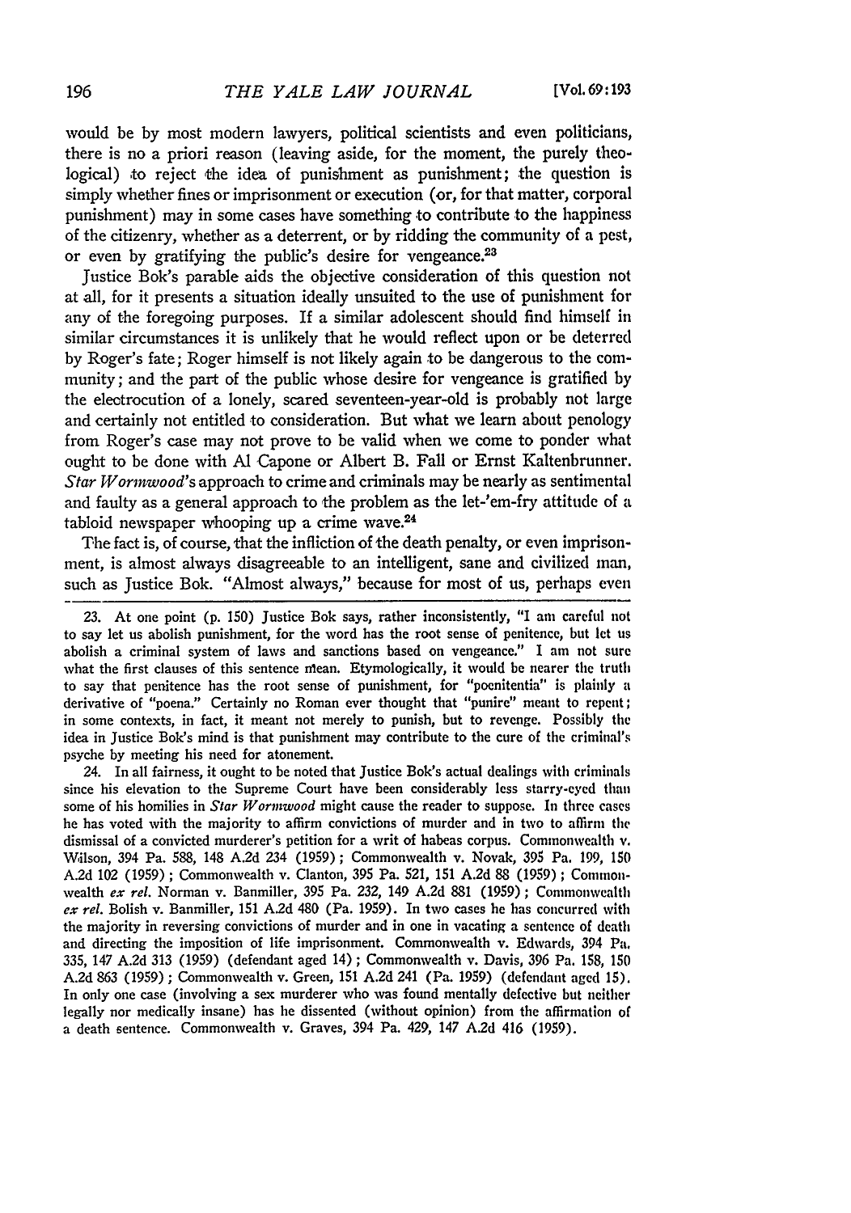would be by most modern lawyers, political scientists and even politicians, there is no a priori reason (leaving aside, for the moment, the purely theological) to reject the idea of punishment as punishment; the question is simply whether fines or imprisonment or execution (or, for that matter, corporal punishment) may in some cases have something to contribute to the happiness of the citizenry, whether as a deterrent, or by ridding the community of a pest, or even by gratifying the public's desire for vengeance.[23]

Justice Bok's parable aids the objective consideration of this question not at all, for it presents a situation ideally unsuited to the use of punishment for any of the foregoing purposes. If a similar adolescent should find himself in similar circumstances it is unlikely that he would reflect upon or be deterred by Roger's fate; Roger himself is not likely again to be dangerous to the community; and the part of the public whose desire for vengeance is gratified by the electrocution of a lonely, scared seventeen-year-old is probably not large and certainly not entitled to consideration. But what we learn about penology from Roger's case may not prove to be valid when we come to ponder what ought to be done with Al Capone or Albert B. Fall or Ernst Kaltenbrunner. *Star Wormwood*'s approach to crime and criminals may be nearly as sentimental and faulty as a general approach to the problem as the let-'em-fry attitude of a tabloid newspaper whooping up a crime wave.[24]

The fact is, of course, that the infliction of the death penalty, or even imprisonment, is almost always disagreeable to an intelligent, sane and civilized man, such as Justice Bok. "Almost always," because for most of us, perhaps even

---

23. At one point (p. 150) Justice Bok says, rather inconsistently, "I am careful not to say let us abolish punishment, for the word has the root sense of penitence, but let us abolish a criminal system of laws and sanctions based on vengeance." I am not sure what the first clauses of this sentence mean. Etymologically, it would be nearer the truth to say that penitence has the root sense of punishment, for "poenitentia" is plainly a derivative of "poena." Certainly no Roman ever thought that "punire" meant to repent; in some contexts, in fact, it meant not merely to punish, but to revenge. Possibly the idea in Justice Bok's mind is that punishment may contribute to the cure of the criminal's psyche by meeting his need for atonement.

24. In all fairness, it ought to be noted that Justice Bok's actual dealings with criminals since his elevation to the Supreme Court have been considerably less starry-eyed than some of his homilies in *Star Wormwood* might cause the reader to suppose. In three cases he has voted with the majority to affirm convictions of murder and in two to affirm the dismissal of a convicted murderer's petition for a writ of habeas corpus. Commonwealth v. Wilson, 394 Pa. 588, 148 A.2d 234 (1959); Commonwealth v. Novak, 395 Pa. 199, 150 A.2d 102 (1959); Commonwealth v. Clanton, 395 Pa. 521, 151 A.2d 88 (1959); Commonwealth *ex rel.* Norman v. Banmiller, 395 Pa. 232, 149 A.2d 881 (1959); Commonwealth *ex rel.* Bolish v. Banmiller, 151 A.2d 480 (Pa. 1959). In two cases he has concurred with the majority in reversing convictions of murder and in one in vacating a sentence of death and directing the imposition of life imprisonment. Commonwealth v. Edwards, 394 Pa. 335, 147 A.2d 313 (1959) (defendant aged 14); Commonwealth v. Davis, 396 Pa. 158, 150 A.2d 863 (1959); Commonwealth v. Green, 151 A.2d 241 (Pa. 1959) (defendant aged 15). In only one case (involving a sex murderer who was found mentally defective but neither legally nor medically insane) has he dissented (without opinion) from the affirmation of a death sentence. Commonwealth v. Graves, 394 Pa. 429, 147 A.2d 416 (1959).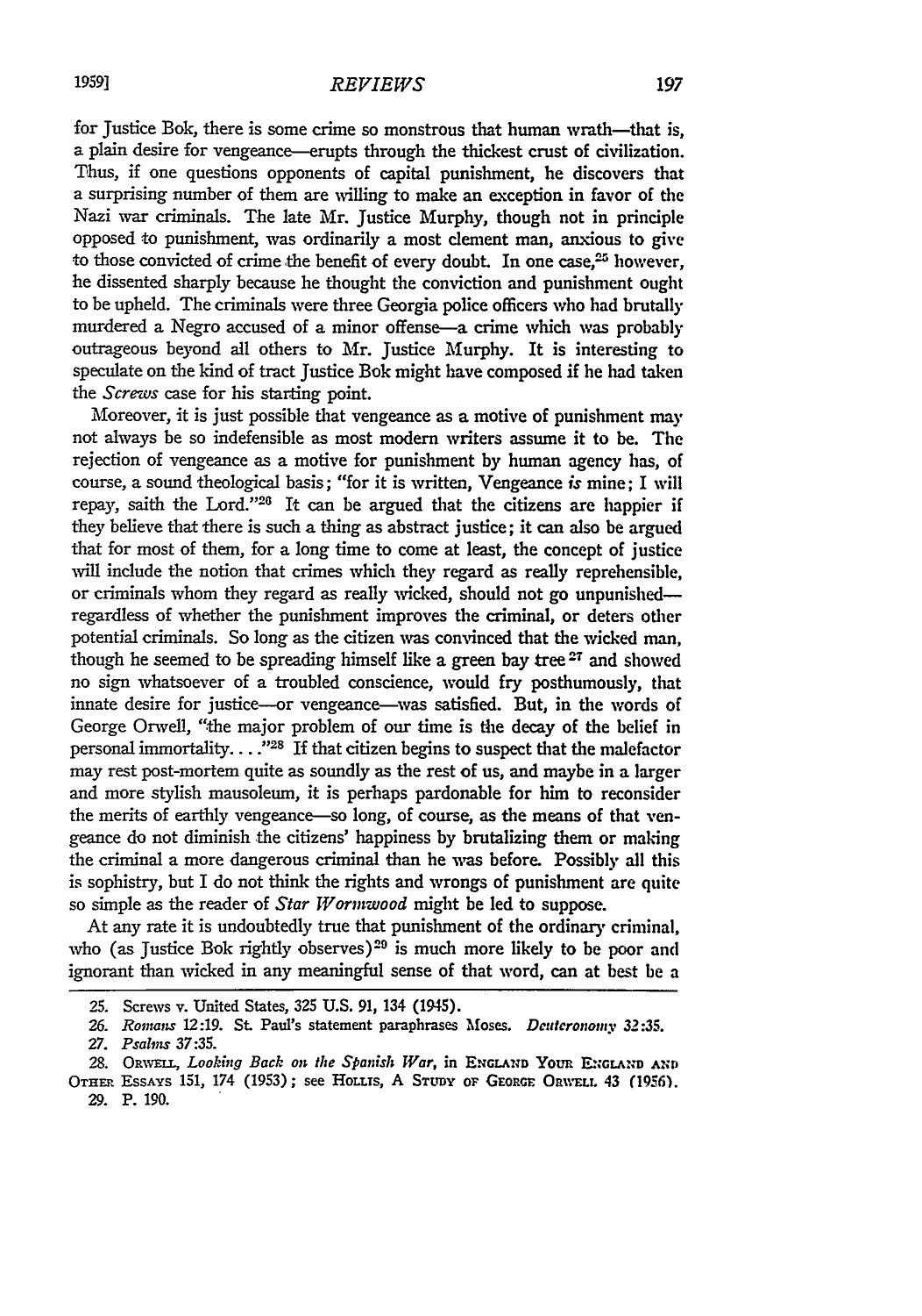for Justice Bok, there is some crime so monstrous that human wrath—that is, a plain desire for vengeance—erupts through the thickest crust of civilization. Thus, if one questions opponents of capital punishment, he discovers that a surprising number of them are willing to make an exception in favor of the Nazi war criminals. The late Mr. Justice Murphy, though not in principle opposed to punishment, was ordinarily a most clement man, anxious to give to those convicted of crime the benefit of every doubt. In one case,[25] however, he dissented sharply because he thought the conviction and punishment ought to be upheld. The criminals were three Georgia police officers who had brutally murdered a Negro accused of a minor offense—a crime which was probably outrageous beyond all others to Mr. Justice Murphy. It is interesting to speculate on the kind of tract Justice Bok might have composed if he had taken the *Screws* case for his starting point.

Moreover, it is just possible that vengeance as a motive of punishment may not always be so indefensible as most modern writers assume it to be. The rejection of vengeance as a motive for punishment by human agency has, of course, a sound theological basis; "for it is written, Vengeance *is* mine; I will repay, saith the Lord."[26] It can be argued that the citizens are happier if they believe that there is such a thing as abstract justice; it can also be argued that for most of them, for a long time to come at least, the concept of justice will include the notion that crimes which they regard as really reprehensible, or criminals whom they regard as really wicked, should not go unpunished—regardless of whether the punishment improves the criminal, or deters other potential criminals. So long as the citizen was convinced that the wicked man, though he seemed to be spreading himself like a green bay tree[27] and showed no sign whatsoever of a troubled conscience, would fry posthumously, that innate desire for justice—or vengeance—was satisfied. But, in the words of George Orwell, "the major problem of our time is the decay of the belief in personal immortality. . . ."[28] If that citizen begins to suspect that the malefactor may rest post-mortem quite as soundly as the rest of us, and maybe in a larger and more stylish mausoleum, it is perhaps pardonable for him to reconsider the merits of earthly vengeance—so long, of course, as the means of that vengeance do not diminish the citizens' happiness by brutalizing them or making the criminal a more dangerous criminal than he was before. Possibly all this is sophistry, but I do not think the rights and wrongs of punishment are quite so simple as the reader of *Star Wormwood* might be led to suppose.

At any rate it is undoubtedly true that punishment of the ordinary criminal, who (as Justice Bok rightly observes)[29] is much more likely to be poor and ignorant than wicked in any meaningful sense of that word, can at best be a

---

25. Screws v. United States, 325 U.S. 91, 134 (1945).

26. *Romans* 12:19. St. Paul's statement paraphrases Moses. *Deuteronomy* 32:35.

27. *Psalms* 37:35.

28. ORWELL, *Looking Back on the Spanish War*, in ENGLAND YOUR ENGLAND AND OTHER ESSAYS 151, 174 (1953); see HOLLIS, A STUDY OF GEORGE ORWELL 43 (1956).

29. P. 190.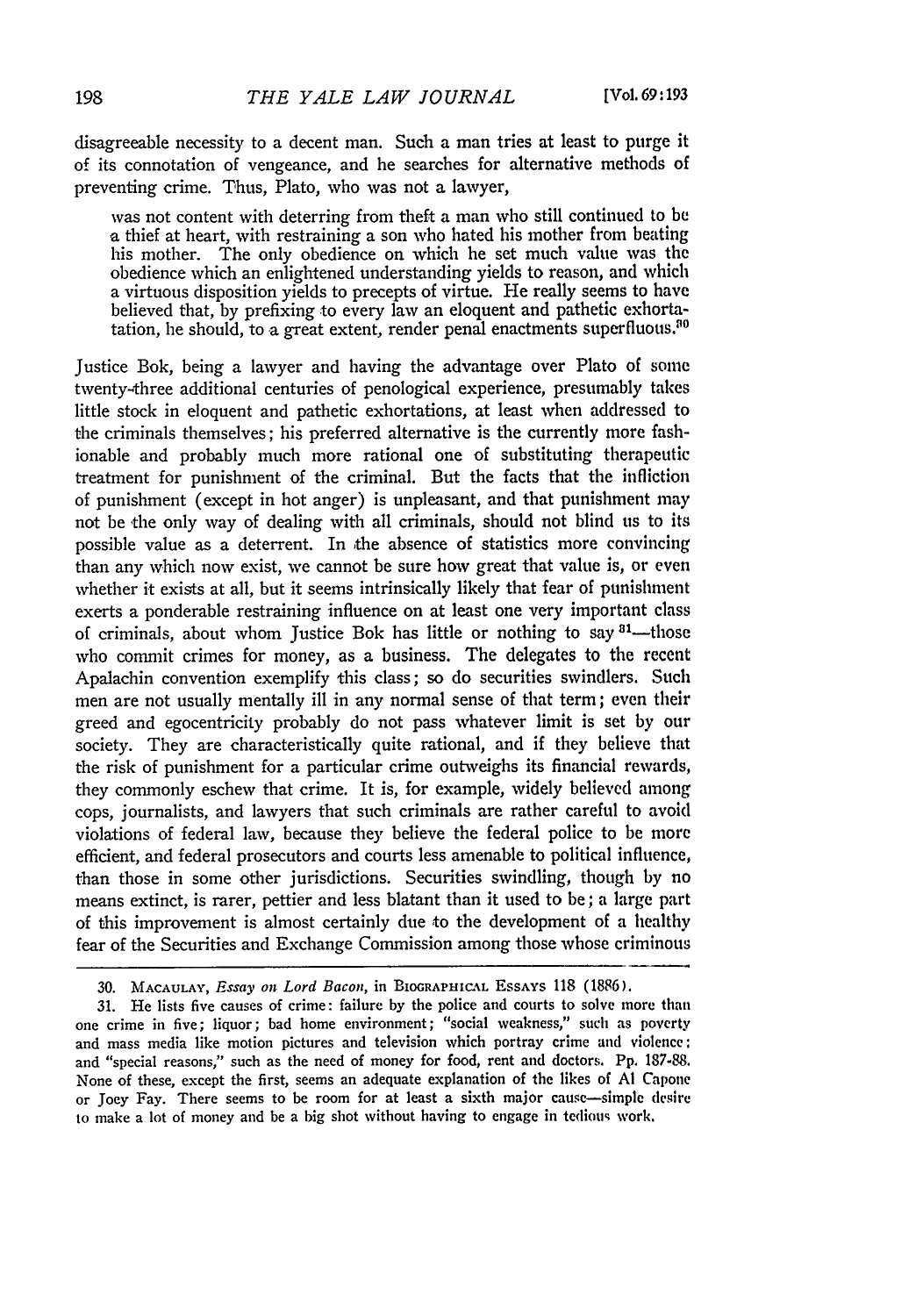disagreeable necessity to a decent man. Such a man tries at least to purge it of its connotation of vengeance, and he searches for alternative methods of preventing crime. Thus, Plato, who was not a lawyer,

> was not content with deterring from theft a man who still continued to be a thief at heart, with restraining a son who hated his mother from beating his mother. The only obedience on which he set much value was the obedience which an enlightened understanding yields to reason, and which a virtuous disposition yields to precepts of virtue. He really seems to have believed that, by prefixing to every law an eloquent and pathetic exhortation, he should, to a great extent, render penal enactments superfluous.[30]

Justice Bok, being a lawyer and having the advantage over Plato of some twenty-three additional centuries of penological experience, presumably takes little stock in eloquent and pathetic exhortations, at least when addressed to the criminals themselves; his preferred alternative is the currently more fashionable and probably much more rational one of substituting therapeutic treatment for punishment of the criminal. But the facts that the infliction of punishment (except in hot anger) is unpleasant, and that punishment may not be the only way of dealing with all criminals, should not blind us to its possible value as a deterrent. In the absence of statistics more convincing than any which now exist, we cannot be sure how great that value is, or even whether it exists at all, but it seems intrinsically likely that fear of punishment exerts a ponderable restraining influence on at least one very important class of criminals, about whom Justice Bok has little or nothing to say[31]—those who commit crimes for money, as a business. The delegates to the recent Apalachin convention exemplify this class; so do securities swindlers. Such men are not usually mentally ill in any normal sense of that term; even their greed and egocentricity probably do not pass whatever limit is set by our society. They are characteristically quite rational, and if they believe that the risk of punishment for a particular crime outweighs its financial rewards, they commonly eschew that crime. It is, for example, widely believed among cops, journalists, and lawyers that such criminals are rather careful to avoid violations of federal law, because they believe the federal police to be more efficient, and federal prosecutors and courts less amenable to political influence, than those in some other jurisdictions. Securities swindling, though by no means extinct, is rarer, pettier and less blatant than it used to be; a large part of this improvement is almost certainly due to the development of a healthy fear of the Securities and Exchange Commission among those whose criminous

---

30. MACAULAY, *Essay on Lord Bacon*, in BIOGRAPHICAL ESSAYS 118 (1886).

31. He lists five causes of crime: failure by the police and courts to solve more than one crime in five; liquor; bad home environment; "social weakness," such as poverty and mass media like motion pictures and television which portray crime and violence; and "special reasons," such as the need of money for food, rent and doctors. Pp. 187-88. None of these, except the first, seems an adequate explanation of the likes of Al Capone or Joey Fay. There seems to be room for at least a sixth major cause—simple desire to make a lot of money and be a big shot without having to engage in tedious work.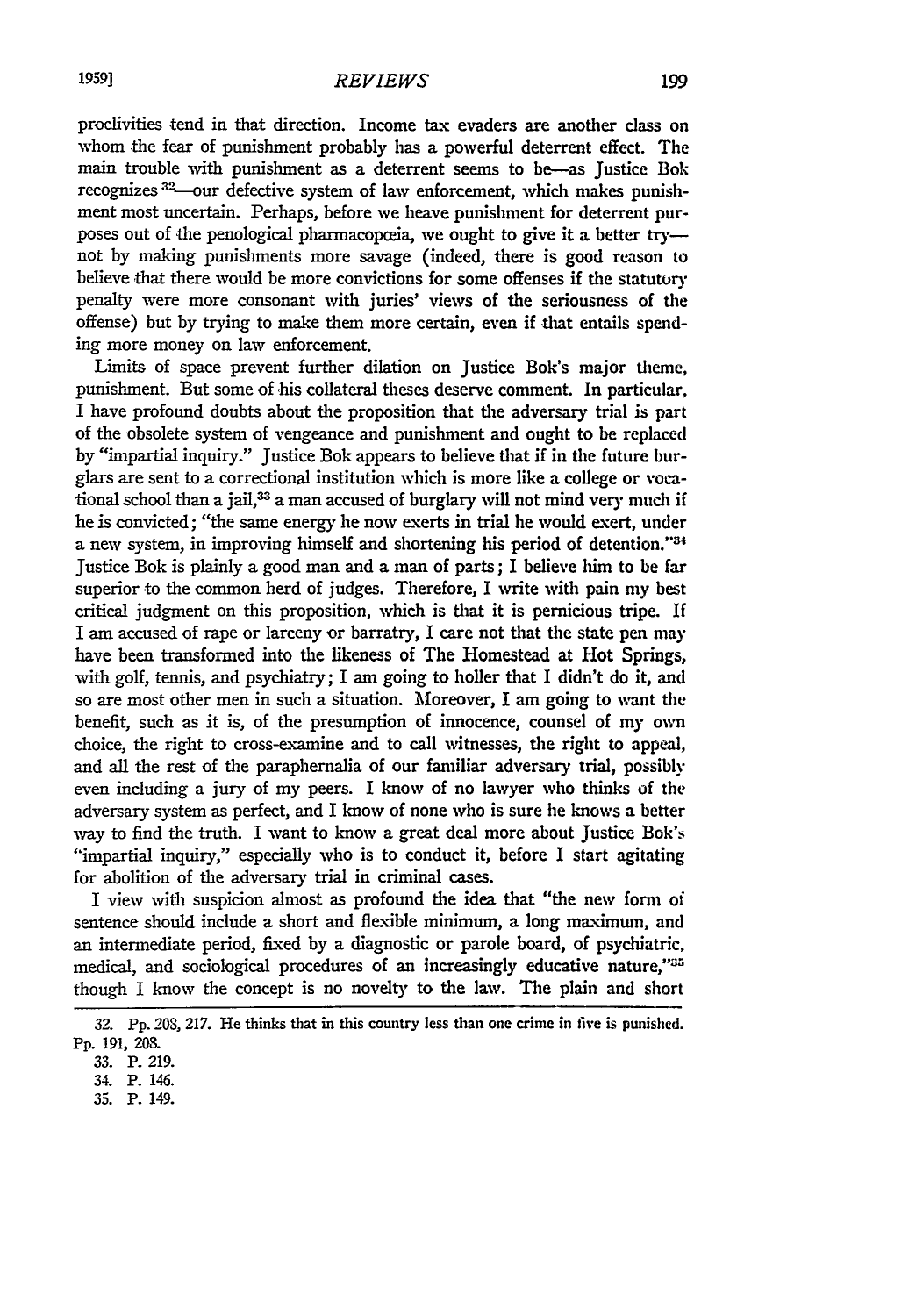proclivities tend in that direction. Income tax evaders are another class on whom the fear of punishment probably has a powerful deterrent effect. The main trouble with punishment as a deterrent seems to be—as Justice Bok recognizes [32]—our defective system of law enforcement, which makes punishment most uncertain. Perhaps, before we heave punishment for deterrent purposes out of the penological pharmacopœia, we ought to give it a better try—not by making punishments more savage (indeed, there is good reason to believe that there would be more convictions for some offenses if the statutory penalty were more consonant with juries' views of the seriousness of the offense) but by trying to make them more certain, even if that entails spending more money on law enforcement.

Limits of space prevent further dilation on Justice Bok's major theme, punishment. But some of his collateral theses deserve comment. In particular, I have profound doubts about the proposition that the adversary trial is part of the obsolete system of vengeance and punishment and ought to be replaced by "impartial inquiry." Justice Bok appears to believe that if in the future burglars are sent to a correctional institution which is more like a college or vocational school than a jail,[33] a man accused of burglary will not mind very much if he is convicted; "the same energy he now exerts in trial he would exert, under a new system, in improving himself and shortening his period of detention."[34] Justice Bok is plainly a good man and a man of parts; I believe him to be far superior to the common herd of judges. Therefore, I write with pain my best critical judgment on this proposition, which is that it is pernicious tripe. If I am accused of rape or larceny or barratry, I care not that the state pen may have been transformed into the likeness of The Homestead at Hot Springs, with golf, tennis, and psychiatry; I am going to holler that I didn't do it, and so are most other men in such a situation. Moreover, I am going to want the benefit, such as it is, of the presumption of innocence, counsel of my own choice, the right to cross-examine and to call witnesses, the right to appeal, and all the rest of the paraphernalia of our familiar adversary trial, possibly even including a jury of my peers. I know of no lawyer who thinks of the adversary system as perfect, and I know of none who is sure he knows a better way to find the truth. I want to know a great deal more about Justice Bok's "impartial inquiry," especially who is to conduct it, before I start agitating for abolition of the adversary trial in criminal cases.

I view with suspicion almost as profound the idea that "the new form of sentence should include a short and flexible minimum, a long maximum, and an intermediate period, fixed by a diagnostic or parole board, of psychiatric, medical, and sociological procedures of an increasingly educative nature,"[35] though I know the concept is no novelty to the law. The plain and short

32. Pp. 208, 217. He thinks that in this country less than one crime in five is punished. Pp. 191, 208.

33. P. 219.

34. P. 146.

35. P. 149.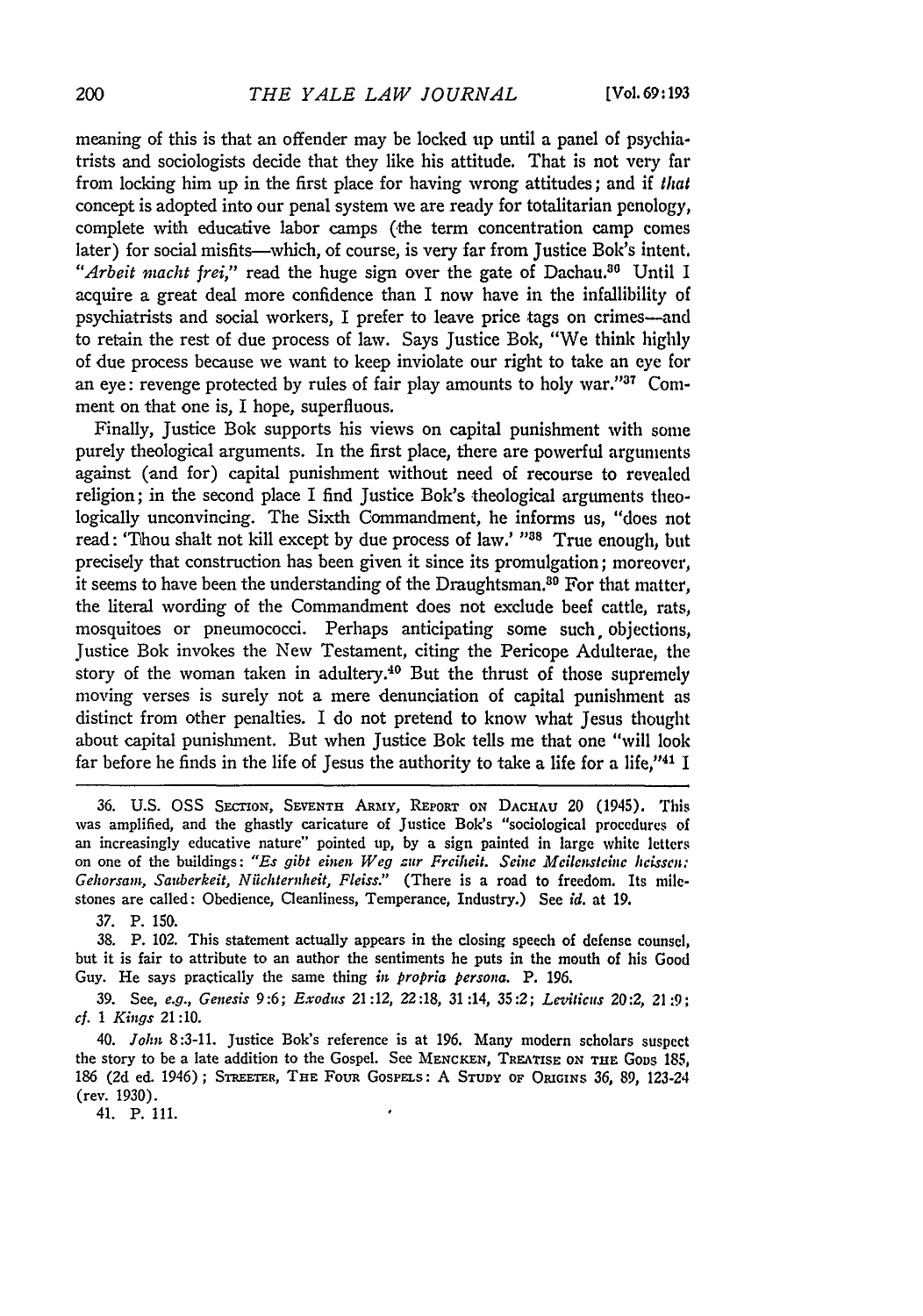meaning of this is that an offender may be locked up until a panel of psychiatrists and sociologists decide that they like his attitude. That is not very far from locking him up in the first place for having wrong attitudes; and if *that* concept is adopted into our penal system we are ready for totalitarian penology, complete with educative labor camps (the term concentration camp comes later) for social misfits—which, of course, is very far from Justice Bok's intent. "*Arbeit macht frei*," read the huge sign over the gate of Dachau.[36] Until I acquire a great deal more confidence than I now have in the infallibility of psychiatrists and social workers, I prefer to leave price tags on crimes—and to retain the rest of due process of law. Says Justice Bok, "We think highly of due process because we want to keep inviolate our right to take an eye for an eye: revenge protected by rules of fair play amounts to holy war."[37] Comment on that one is, I hope, superfluous.

Finally, Justice Bok supports his views on capital punishment with some purely theological arguments. In the first place, there are powerful arguments against (and for) capital punishment without need of recourse to revealed religion; in the second place I find Justice Bok's theological arguments theologically unconvincing. The Sixth Commandment, he informs us, "does not read: 'Thou shalt not kill except by due process of law.' "[38] True enough, but precisely that construction has been given it since its promulgation; moreover, it seems to have been the understanding of the Draughtsman.[39] For that matter, the literal wording of the Commandment does not exclude beef cattle, rats, mosquitoes or pneumococci. Perhaps anticipating some such objections, Justice Bok invokes the New Testament, citing the Pericope Adulterae, the story of the woman taken in adultery.[40] But the thrust of those supremely moving verses is surely not a mere denunciation of capital punishment as distinct from other penalties. I do not pretend to know what Jesus thought about capital punishment. But when Justice Bok tells me that one "will look far before he finds in the life of Jesus the authority to take a life for a life,"[41] I

---

36. U.S. OSS SECTION, SEVENTH ARMY, REPORT ON DACHAU 20 (1945). This was amplified, and the ghastly caricature of Justice Bok's "sociological procedures of an increasingly educative nature" pointed up, by a sign painted in large white letters on one of the buildings: "*Es gibt einen Weg zur Freiheit. Seine Meilensteine heissen: Gehorsam, Sauberkeit, Nüchternheit, Fleiss.*" (There is a road to freedom. Its milestones are called: Obedience, Cleanliness, Temperance, Industry.) See *id.* at 19.

37. P. 150.

38. P. 102. This statement actually appears in the closing speech of defense counsel, but it is fair to attribute to an author the sentiments he puts in the mouth of his Good Guy. He says practically the same thing *in propria persona.* P. 196.

39. See, *e.g., Genesis* 9:6; *Exodus* 21:12, 22:18, 31:14, 35:2; *Leviticus* 20:2, 21:9; *cf.* 1 *Kings* 21:10.

40. *John* 8:3-11. Justice Bok's reference is at 196. Many modern scholars suspect the story to be a late addition to the Gospel. See MENCKEN, TREATISE ON THE GODS 185, 186 (2d ed. 1946); STREETER, THE FOUR GOSPELS: A STUDY OF ORIGINS 36, 89, 123-24 (rev. 1930).

41. P. 111.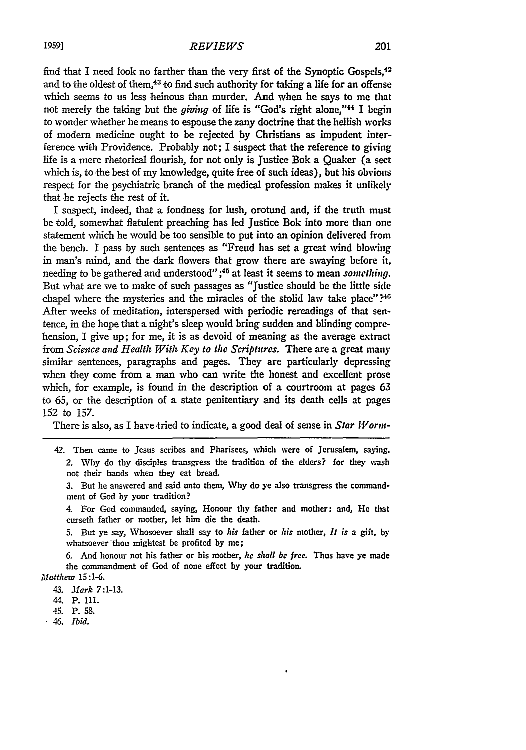find that I need look no farther than the very first of the Synoptic Gospels,[42] and to the oldest of them,[43] to find such authority for taking a life for an offense which seems to us less heinous than murder. And when he says to me that not merely the taking but the *giving* of life is "God's right alone,"[44] I begin to wonder whether he means to espouse the zany doctrine that the hellish works of modern medicine ought to be rejected by Christians as impudent interference with Providence. Probably not; I suspect that the reference to giving life is a mere rhetorical flourish, for not only is Justice Bok a Quaker (a sect which is, to the best of my knowledge, quite free of such ideas), but his obvious respect for the psychiatric branch of the medical profession makes it unlikely that he rejects the rest of it.

I suspect, indeed, that a fondness for lush, orotund and, if the truth must be told, somewhat flatulent preaching has led Justice Bok into more than one statement which he would be too sensible to put into an opinion delivered from the bench. I pass by such sentences as "Freud has set a great wind blowing in man's mind, and the dark flowers that grow there are swaying before it, needing to be gathered and understood";[45] at least it seems to mean *something*. But what are we to make of such passages as "Justice should be the little side chapel where the mysteries and the miracles of the stolid law take place"?[46] After weeks of meditation, interspersed with periodic rereadings of that sentence, in the hope that a night's sleep would bring sudden and blinding comprehension, I give up; for me, it is as devoid of meaning as the average extract from *Science and Health With Key to the Scriptures*. There are a great many similar sentences, paragraphs and pages. They are particularly depressing when they come from a man who can write the honest and excellent prose which, for example, is found in the description of a courtroom at pages 63 to 65, or the description of a state penitentiary and its death cells at pages 152 to 157.

There is also, as I have tried to indicate, a good deal of sense in *Star Worm-*

---

42. Then came to Jesus scribes and Pharisees, which were of Jerusalem, saying,
2. Why do thy disciples transgress the tradition of the elders? for they wash not their hands when they eat bread.
3. But he answered and said unto them, Why do ye also transgress the commandment of God by your tradition?
4. For God commanded, saying, Honour thy father and mother: and, He that curseth father or mother, let him die the death.
5. But ye say, Whosoever shall say to *his* father or *his* mother, *It is* a gift, by whatsoever thou mightest be profited by me;
6. And honour not his father or his mother, *he shall be free*. Thus have ye made the commandment of God of none effect by your tradition.

*Matthew* 15:1-6.

43. *Mark* 7:1-13.

44. P. 111.

45. P. 58.

46. *Ibid.*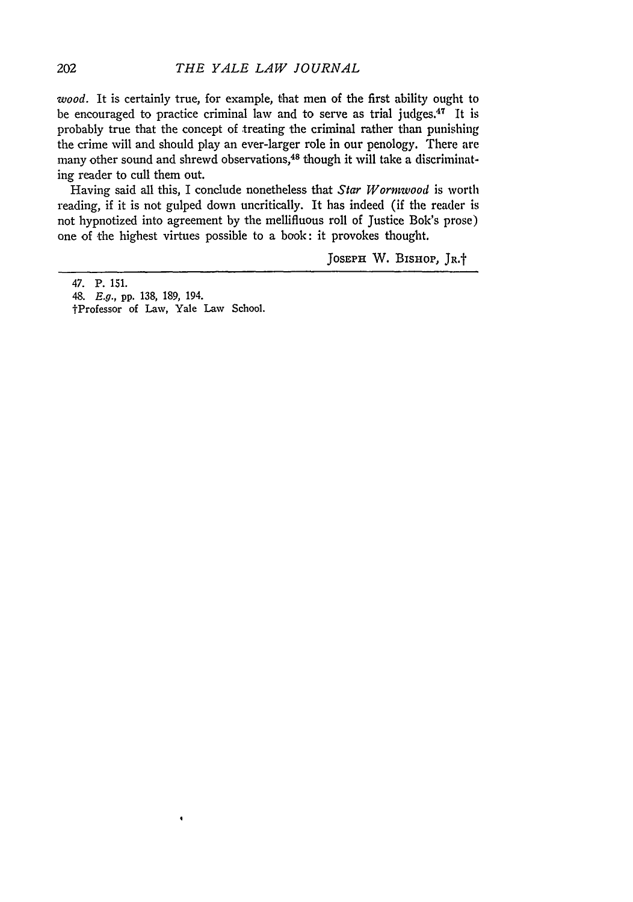*wood*. It is certainly true, for example, that men of the first ability ought to be encouraged to practice criminal law and to serve as trial judges.[47] It is probably true that the concept of treating the criminal rather than punishing the crime will and should play an ever-larger role in our penology. There are many other sound and shrewd observations,[48] though it will take a discriminating reader to cull them out.

Having said all this, I conclude nonetheless that *Star Wormwood* is worth reading, if it is not gulped down uncritically. It has indeed (if the reader is not hypnotized into agreement by the mellifluous roll of Justice Bok's prose) one of the highest virtues possible to a book: it provokes thought.

JOSEPH W. BISHOP, JR.†

---

47. P. 151.

48. *E.g.*, pp. 138, 189, 194.

†Professor of Law, Yale Law School.